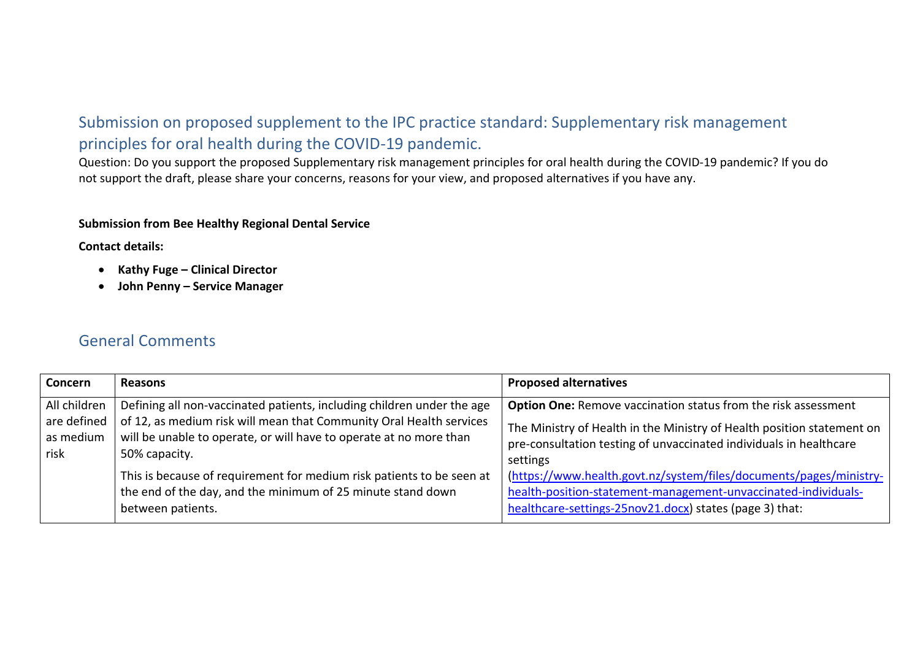## Submission on proposed supplement to the IPC practice standard: Supplementary risk management principles for oral health during the COVID-19 pandemic.

Question: Do you support the proposed Supplementary risk management principles for oral health during the COVID-19 pandemic? If you do not support the draft, please share your concerns, reasons for your view, and proposed alternatives if you have any.

**Submission from Bee Healthy Regional Dental Service**

**Contact details:**

- **Kathy Fuge – Clinical Director**
- **John Penny – Service Manager**

## General Comments

| Concern | Reasons | Proposed alternatives |
|---|---|---|
| All children are defined as medium risk | Defining all non-vaccinated patients, including children under the age of 12, as medium risk will mean that Community Oral Health services will be unable to operate, or will have to operate at no more than 50% capacity.<br><br>This is because of requirement for medium risk patients to be seen at the end of the day, and the minimum of 25 minute stand down between patients. | **Option One:** Remove vaccination status from the risk assessment<br><br>The Ministry of Health in the Ministry of Health position statement on pre-consultation testing of unvaccinated individuals in healthcare settings (https://www.health.govt.nz/system/files/documents/pages/ministry-health-position-statement-management-unvaccinated-individuals-healthcare-settings-25nov21.docx) states (page 3) that: |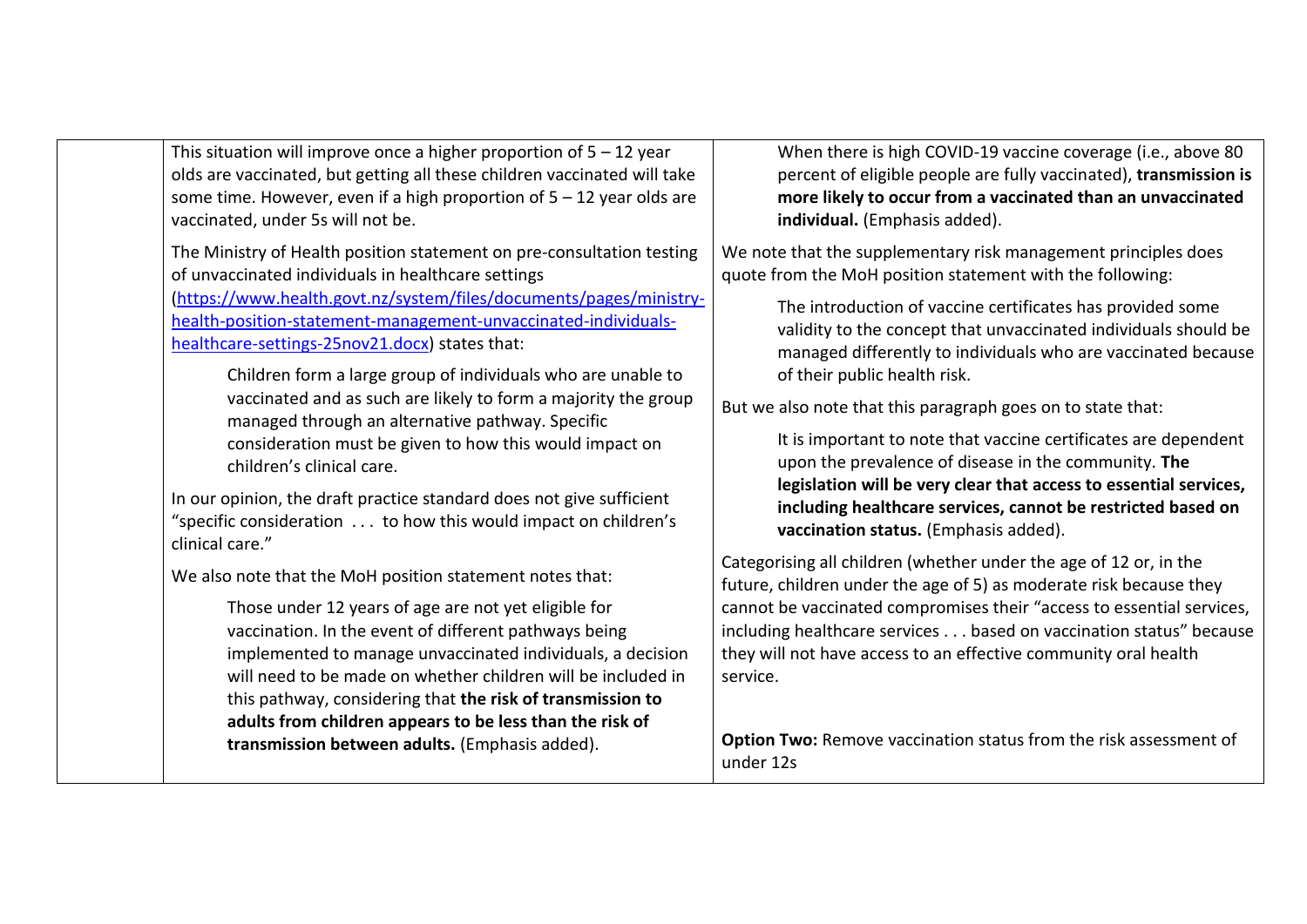| | | |
|---|---|---|
| | This situation will improve once a higher proportion of 5 – 12 year olds are vaccinated, but getting all these children vaccinated will take some time. However, even if a high proportion of 5 – 12 year olds are vaccinated, under 5s will not be.<br><br>The Ministry of Health position statement on pre-consultation testing of unvaccinated individuals in healthcare settings ([https://www.health.govt.nz/system/files/documents/pages/ministry-health-position-statement-management-unvaccinated-individuals-healthcare-settings-25nov21.docx](https://www.health.govt.nz/system/files/documents/pages/ministry-health-position-statement-management-unvaccinated-individuals-healthcare-settings-25nov21.docx)) states that:<br><br>> Children form a large group of individuals who are unable to vaccinated and as such are likely to form a majority the group managed through an alternative pathway. Specific consideration must be given to how this would impact on children's clinical care.<br><br>In our opinion, the draft practice standard does not give sufficient "specific consideration . . . to how this would impact on children's clinical care."<br><br>We also note that the MoH position statement notes that:<br><br>> Those under 12 years of age are not yet eligible for vaccination. In the event of different pathways being implemented to manage unvaccinated individuals, a decision will need to be made on whether children will be included in this pathway, considering that **the risk of transmission to adults from children appears to be less than the risk of transmission between adults.** (Emphasis added). | > When there is high COVID-19 vaccine coverage (i.e., above 80 percent of eligible people are fully vaccinated), **transmission is more likely to occur from a vaccinated than an unvaccinated individual.** (Emphasis added).<br><br>We note that the supplementary risk management principles does quote from the MoH position statement with the following:<br><br>> The introduction of vaccine certificates has provided some validity to the concept that unvaccinated individuals should be managed differently to individuals who are vaccinated because of their public health risk.<br><br>But we also note that this paragraph goes on to state that:<br><br>> It is important to note that vaccine certificates are dependent upon the prevalence of disease in the community. **The legislation will be very clear that access to essential services, including healthcare services, cannot be restricted based on vaccination status.** (Emphasis added).<br><br>Categorising all children (whether under the age of 12 or, in the future, children under the age of 5) as moderate risk because they cannot be vaccinated compromises their "access to essential services, including healthcare services . . . based on vaccination status" because they will not have access to an effective community oral health service.<br><br>**Option Two:** Remove vaccination status from the risk assessment of under 12s |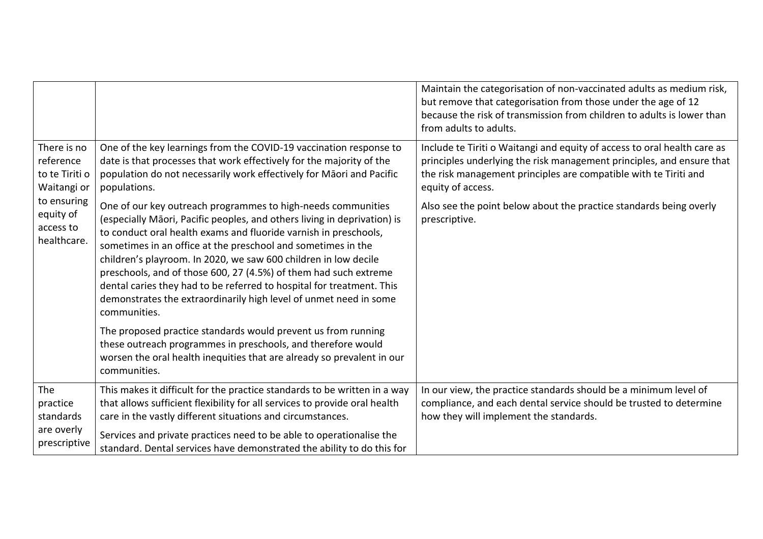| | | |
|---|---|---|
| | | Maintain the categorisation of non-vaccinated adults as medium risk, but remove that categorisation from those under the age of 12 because the risk of transmission from children to adults is lower than from adults to adults. |
| There is no reference to te Tiriti o Waitangi or to ensuring equity of access to healthcare. | One of the key learnings from the COVID-19 vaccination response to date is that processes that work effectively for the majority of the population do not necessarily work effectively for Māori and Pacific populations.<br><br>One of our key outreach programmes to high-needs communities (especially Māori, Pacific peoples, and others living in deprivation) is to conduct oral health exams and fluoride varnish in preschools, sometimes in an office at the preschool and sometimes in the children's playroom. In 2020, we saw 600 children in low decile preschools, and of those 600, 27 (4.5%) of them had such extreme dental caries they had to be referred to hospital for treatment. This demonstrates the extraordinarily high level of unmet need in some communities.<br><br>The proposed practice standards would prevent us from running these outreach programmes in preschools, and therefore would worsen the oral health inequities that are already so prevalent in our communities. | Include te Tiriti o Waitangi and equity of access to oral health care as principles underlying the risk management principles, and ensure that the risk management principles are compatible with te Tiriti and equity of access.<br><br>Also see the point below about the practice standards being overly prescriptive. |
| The practice standards are overly prescriptive | This makes it difficult for the practice standards to be written in a way that allows sufficient flexibility for all services to provide oral health care in the vastly different situations and circumstances.<br><br>Services and private practices need to be able to operationalise the standard. Dental services have demonstrated the ability to do this for | In our view, the practice standards should be a minimum level of compliance, and each dental service should be trusted to determine how they will implement the standards. |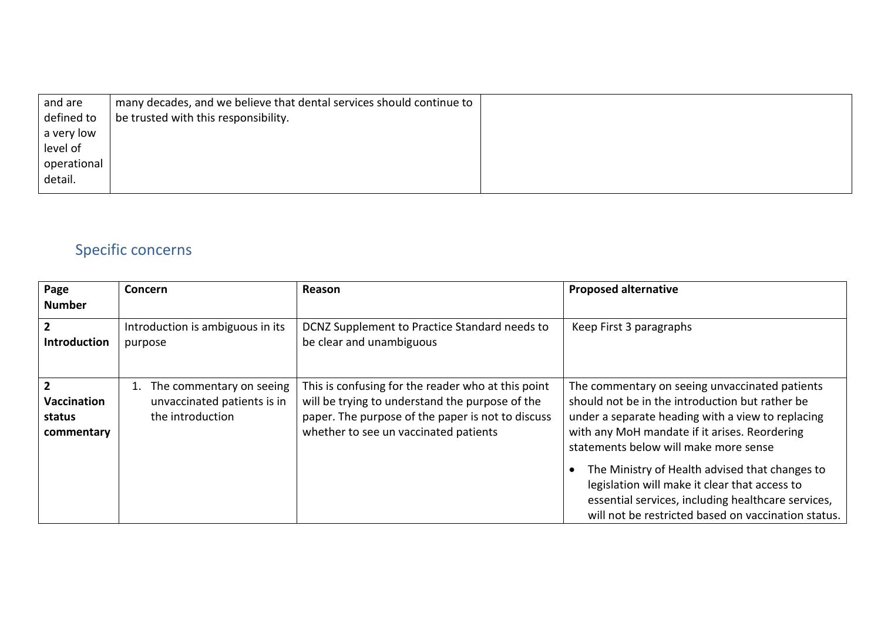| and are defined to a very low level of operational detail. | many decades, and we believe that dental services should continue to be trusted with this responsibility. | |
|---|---|---|

## Specific concerns

| Page Number | Concern | Reason | Proposed alternative |
|---|---|---|---|
| **2 Introduction** | Introduction is ambiguous in its purpose | DCNZ Supplement to Practice Standard needs to be clear and unambiguous | Keep First 3 paragraphs |
| **2 Vaccination status commentary** | 1. The commentary on seeing unvaccinated patients is in the introduction | This is confusing for the reader who at this point will be trying to understand the purpose of the paper. The purpose of the paper is not to discuss whether to see un vaccinated patients | The commentary on seeing unvaccinated patients should not be in the introduction but rather be under a separate heading with a view to replacing with any MoH mandate if it arises. Reordering statements below will make more sense<br><br>• The Ministry of Health advised that changes to legislation will make it clear that access to essential services, including healthcare services, will not be restricted based on vaccination status. |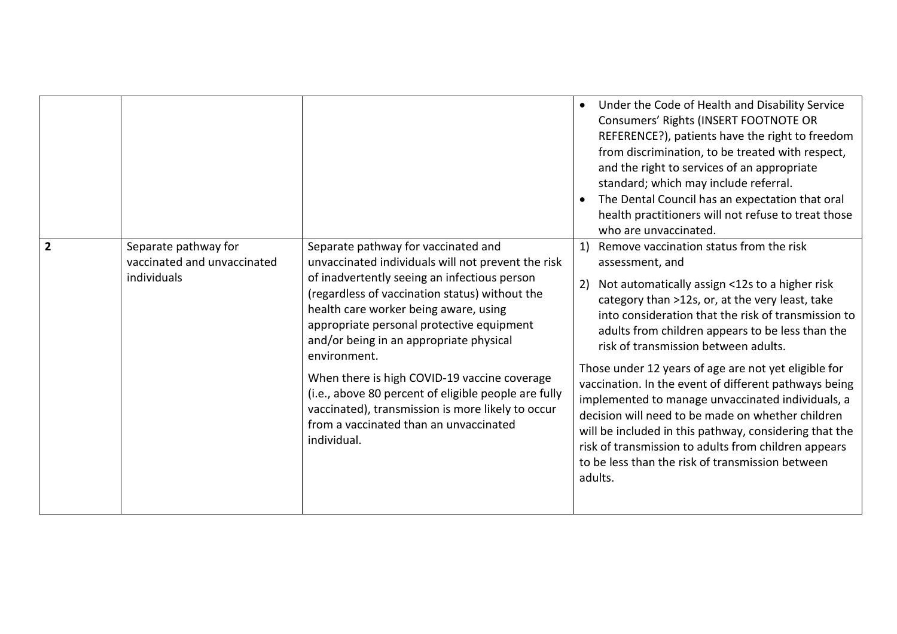|  |  |  |  |
|---|---|---|---|
|  |  |  | • Under the Code of Health and Disability Service Consumers' Rights (INSERT FOOTNOTE OR REFERENCE?), patients have the right to freedom from discrimination, to be treated with respect, and the right to services of an appropriate standard; which may include referral.<br>• The Dental Council has an expectation that oral health practitioners will not refuse to treat those who are unvaccinated. |
| **2** | Separate pathway for vaccinated and unvaccinated individuals | Separate pathway for vaccinated and unvaccinated individuals will not prevent the risk of inadvertently seeing an infectious person (regardless of vaccination status) without the health care worker being aware, using appropriate personal protective equipment and/or being in an appropriate physical environment.<br><br>When there is high COVID-19 vaccine coverage (i.e., above 80 percent of eligible people are fully vaccinated), transmission is more likely to occur from a vaccinated than an unvaccinated individual. | 1) Remove vaccination status from the risk assessment, and<br>2) Not automatically assign <12s to a higher risk category than >12s, or, at the very least, take into consideration that the risk of transmission to adults from children appears to be less than the risk of transmission between adults.<br><br>Those under 12 years of age are not yet eligible for vaccination. In the event of different pathways being implemented to manage unvaccinated individuals, a decision will need to be made on whether children will be included in this pathway, considering that the risk of transmission to adults from children appears to be less than the risk of transmission between adults. |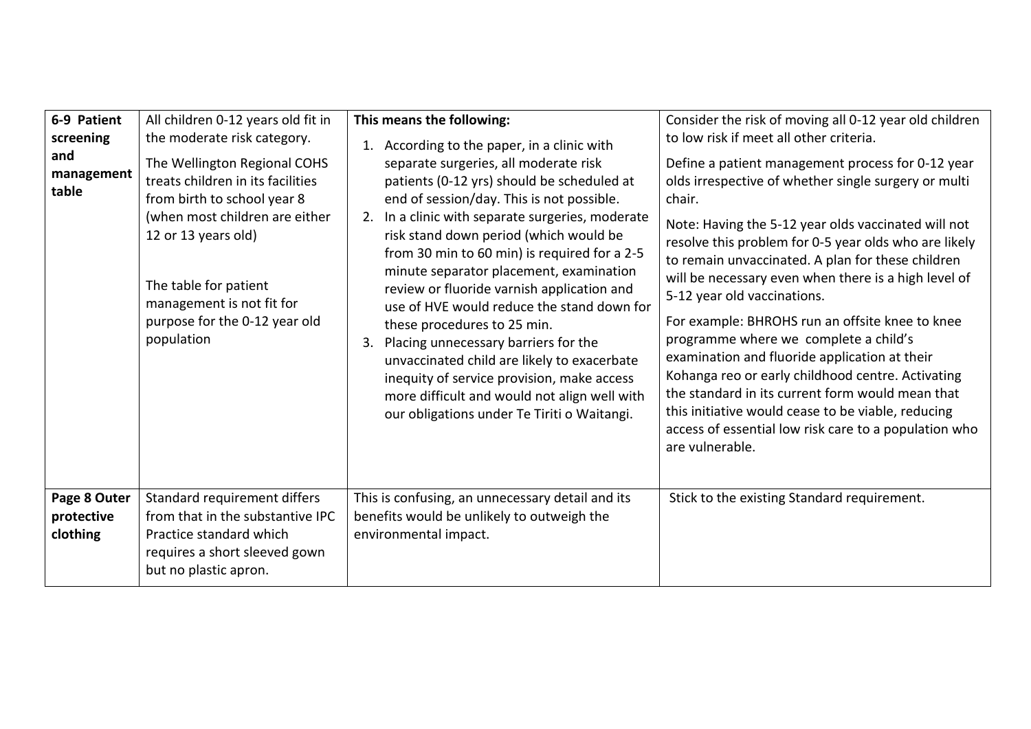| | | | |
|---|---|---|---|
| **6-9 Patient screening and management table** | All children 0-12 years old fit in the moderate risk category.<br><br>The Wellington Regional COHS treats children in its facilities from birth to school year 8 (when most children are either 12 or 13 years old)<br><br>The table for patient management is not fit for purpose for the 0-12 year old population | **This means the following:**<br>1. According to the paper, in a clinic with separate surgeries, all moderate risk patients (0-12 yrs) should be scheduled at end of session/day. This is not possible.<br>2. In a clinic with separate surgeries, moderate risk stand down period (which would be from 30 min to 60 min) is required for a 2-5 minute separator placement, examination review or fluoride varnish application and use of HVE would reduce the stand down for these procedures to 25 min.<br>3. Placing unnecessary barriers for the unvaccinated child are likely to exacerbate inequity of service provision, make access more difficult and would not align well with our obligations under Te Tiriti o Waitangi. | Consider the risk of moving all 0-12 year old children to low risk if meet all other criteria.<br><br>Define a patient management process for 0-12 year olds irrespective of whether single surgery or multi chair.<br><br>Note: Having the 5-12 year olds vaccinated will not resolve this problem for 0-5 year olds who are likely to remain unvaccinated. A plan for these children will be necessary even when there is a high level of 5-12 year old vaccinations.<br><br>For example: BHROHS run an offsite knee to knee programme where we complete a child's examination and fluoride application at their Kohanga reo or early childhood centre. Activating the standard in its current form would mean that this initiative would cease to be viable, reducing access of essential low risk care to a population who are vulnerable. |
| **Page 8 Outer protective clothing** | Standard requirement differs from that in the substantive IPC Practice standard which requires a short sleeved gown but no plastic apron. | This is confusing, an unnecessary detail and its benefits would be unlikely to outweigh the environmental impact. | Stick to the existing Standard requirement. |